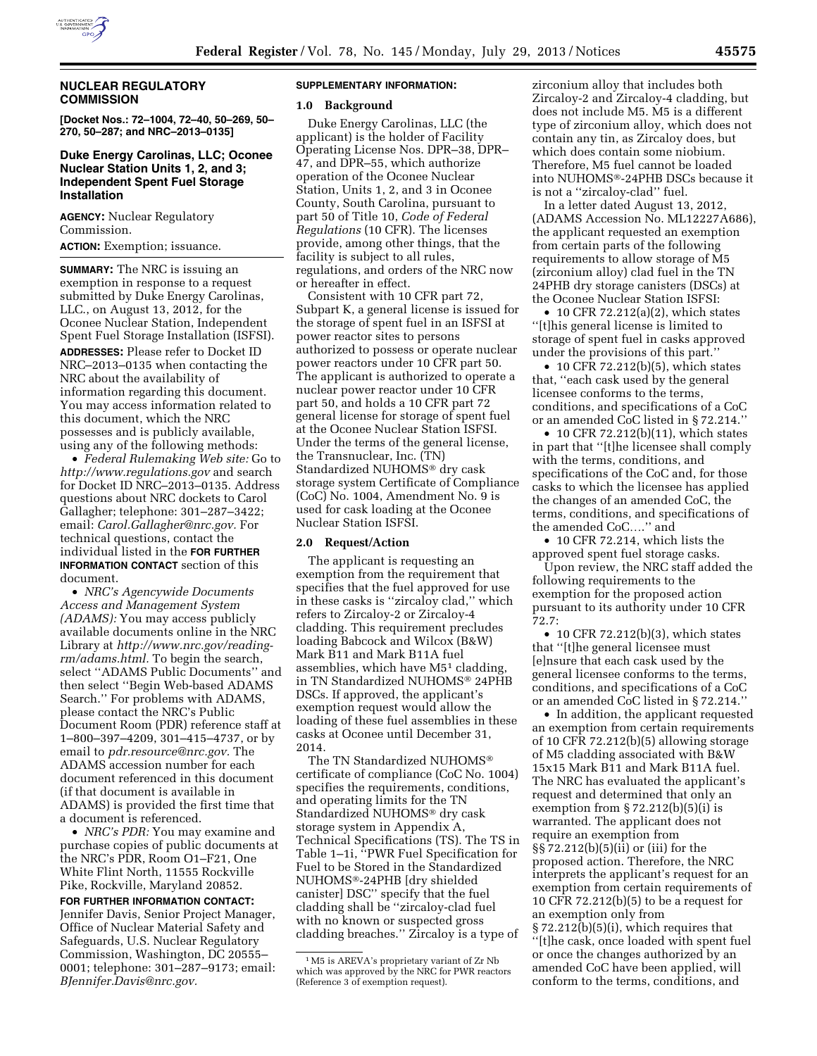## NUCLEAR REGULATORY COMMISSION

**[Docket Nos.: 72–1004, 72–40, 50–269, 50–270, 50–287; and NRC–2013–0135]**

### Duke Energy Carolinas, LLC; Oconee Nuclear Station Units 1, 2, and 3; Independent Spent Fuel Storage Installation

**AGENCY:** Nuclear Regulatory Commission.

**ACTION:** Exemption; issuance.

**SUMMARY:** The NRC is issuing an exemption in response to a request submitted by Duke Energy Carolinas, LLC., on August 13, 2012, for the Oconee Nuclear Station, Independent Spent Fuel Storage Installation (ISFSI).

**ADDRESSES:** Please refer to Docket ID NRC–2013–0135 when contacting the NRC about the availability of information regarding this document. You may access information related to this document, which the NRC possesses and is publicly available, using any of the following methods:

- *Federal Rulemaking Web site:* Go to *http://www.regulations.gov* and search for Docket ID NRC–2013–0135. Address questions about NRC dockets to Carol Gallagher; telephone: 301–287–3422; email: *Carol.Gallagher@nrc.gov.* For technical questions, contact the individual listed in the **FOR FURTHER INFORMATION CONTACT** section of this document.
- *NRC's Agencywide Documents Access and Management System (ADAMS):* You may access publicly available documents online in the NRC Library at *http://www.nrc.gov/reading-rm/adams.html.* To begin the search, select ''ADAMS Public Documents'' and then select ''Begin Web-based ADAMS Search.'' For problems with ADAMS, please contact the NRC's Public Document Room (PDR) reference staff at 1–800–397–4209, 301–415–4737, or by email to *pdr.resource@nrc.gov.* The ADAMS accession number for each document referenced in this document (if that document is available in ADAMS) is provided the first time that a document is referenced.
- *NRC's PDR:* You may examine and purchase copies of public documents at the NRC's PDR, Room O1–F21, One White Flint North, 11555 Rockville Pike, Rockville, Maryland 20852.

**FOR FURTHER INFORMATION CONTACT:** Jennifer Davis, Senior Project Manager, Office of Nuclear Material Safety and Safeguards, U.S. Nuclear Regulatory Commission, Washington, DC 20555–0001; telephone: 301–287–9173; email: *BJennifer.Davis@nrc.gov.*

**SUPPLEMENTARY INFORMATION:**

### 1.0 Background

Duke Energy Carolinas, LLC (the applicant) is the holder of Facility Operating License Nos. DPR–38, DPR–47, and DPR–55, which authorize operation of the Oconee Nuclear Station, Units 1, 2, and 3 in Oconee County, South Carolina, pursuant to part 50 of Title 10, *Code of Federal Regulations* (10 CFR). The licenses provide, among other things, that the facility is subject to all rules, regulations, and orders of the NRC now or hereafter in effect.

Consistent with 10 CFR part 72, Subpart K, a general license is issued for the storage of spent fuel in an ISFSI at power reactor sites to persons authorized to possess or operate nuclear power reactors under 10 CFR part 50. The applicant is authorized to operate a nuclear power reactor under 10 CFR part 50, and holds a 10 CFR part 72 general license for storage of spent fuel at the Oconee Nuclear Station ISFSI. Under the terms of the general license, the Transnuclear, Inc. (TN) Standardized NUHOMS® dry cask storage system Certificate of Compliance (CoC) No. 1004, Amendment No. 9 is used for cask loading at the Oconee Nuclear Station ISFSI.

### 2.0 Request/Action

The applicant is requesting an exemption from the requirement that specifies that the fuel approved for use in these casks is ''zircaloy clad,'' which refers to Zircaloy-2 or Zircaloy-4 cladding. This requirement precludes loading Babcock and Wilcox (B&W) Mark B11 and Mark B11A fuel assemblies, which have M5[1] cladding, in TN Standardized NUHOMS® 24PHB DSCs. If approved, the applicant's exemption request would allow the loading of these fuel assemblies in these casks at Oconee until December 31, 2014.

The TN Standardized NUHOMS® certificate of compliance (CoC No. 1004) specifies the requirements, conditions, and operating limits for the TN Standardized NUHOMS® dry cask storage system in Appendix A, Technical Specifications (TS). The TS in Table 1–1i, ''PWR Fuel Specification for Fuel to be Stored in the Standardized NUHOMS®-24PHB [dry shielded canister] DSC'' specify that the fuel cladding shall be ''zircaloy-clad fuel with no known or suspected gross cladding breaches.'' Zircaloy is a type of zirconium alloy that includes both Zircaloy-2 and Zircaloy-4 cladding, but does not include M5. M5 is a different type of zirconium alloy, which does not contain any tin, as Zircaloy does, but which does contain some niobium. Therefore, M5 fuel cannot be loaded into NUHOMS®-24PHB DSCs because it is not a ''zircaloy-clad'' fuel.

In a letter dated August 13, 2012, (ADAMS Accession No. ML12227A686), the applicant requested an exemption from certain parts of the following requirements to allow storage of M5 (zirconium alloy) clad fuel in the TN 24PHB dry storage canisters (DSCs) at the Oconee Nuclear Station ISFSI:

- 10 CFR 72.212(a)(2), which states ''[t]his general license is limited to storage of spent fuel in casks approved under the provisions of this part.''
- 10 CFR 72.212(b)(5), which states that, ''each cask used by the general licensee conforms to the terms, conditions, and specifications of a CoC or an amended CoC listed in § 72.214.''
- 10 CFR 72.212(b)(11), which states in part that ''[t]he licensee shall comply with the terms, conditions, and specifications of the CoC and, for those casks to which the licensee has applied the changes of an amended CoC, the terms, conditions, and specifications of the amended CoC....'' and
- 10 CFR 72.214, which lists the approved spent fuel storage casks.

Upon review, the NRC staff added the following requirements to the exemption for the proposed action pursuant to its authority under 10 CFR 72.7:

- 10 CFR 72.212(b)(3), which states that ''[t]he general licensee must [e]nsure that each cask used by the general licensee conforms to the terms, conditions, and specifications of a CoC or an amended CoC listed in § 72.214.''
- In addition, the applicant requested an exemption from certain requirements of 10 CFR 72.212(b)(5) allowing storage of M5 cladding associated with B&W 15x15 Mark B11 and Mark B11A fuel. The NRC has evaluated the applicant's request and determined that only an exemption from § 72.212(b)(5)(i) is warranted. The applicant does not require an exemption from §§ 72.212(b)(5)(ii) or (iii) for the proposed action. Therefore, the NRC interprets the applicant's request for an exemption from certain requirements of 10 CFR 72.212(b)(5) to be a request for an exemption only from § 72.212(b)(5)(i), which requires that ''[t]he cask, once loaded with spent fuel or once the changes authorized by an amended CoC have been applied, will conform to the terms, conditions, and

[1] M5 is AREVA's proprietary variant of Zr Nb which was approved by the NRC for PWR reactors (Reference 3 of exemption request).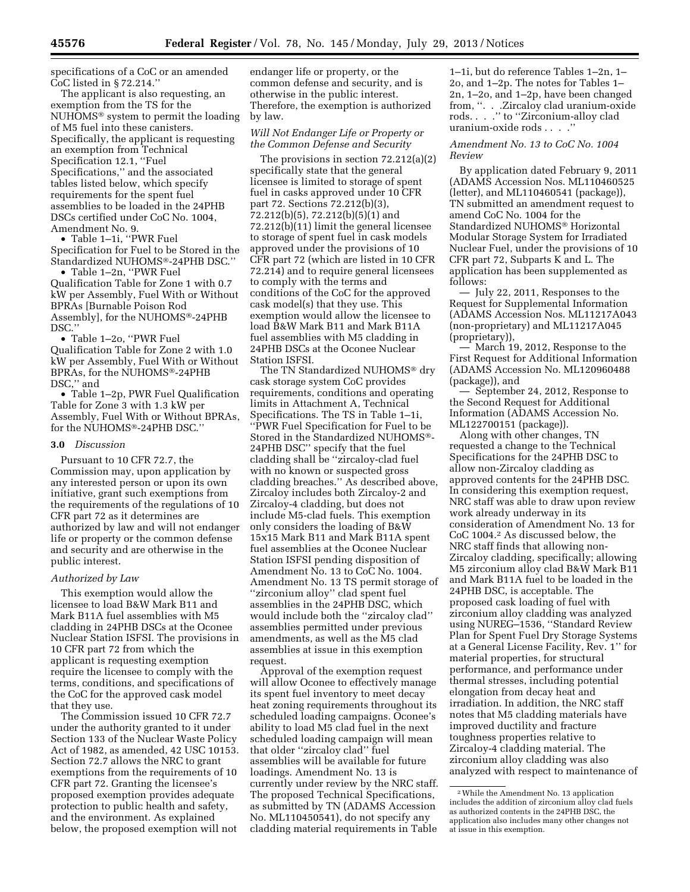specifications of a CoC or an amended CoC listed in § 72.214.''

The applicant is also requesting, an exemption from the TS for the NUHOMS® system to permit the loading of M5 fuel into these canisters. Specifically, the applicant is requesting an exemption from Technical Specification 12.1, ''Fuel Specifications,'' and the associated tables listed below, which specify requirements for the spent fuel assemblies to be loaded in the 24PHB DSCs certified under CoC No. 1004, Amendment No. 9.

- Table 1–1i, ''PWR Fuel Specification for Fuel to be Stored in the Standardized NUHOMS®-24PHB DSC.''
- Table 1–2n, ''PWR Fuel Qualification Table for Zone 1 with 0.7 kW per Assembly, Fuel With or Without BPRAs [Burnable Poison Rod Assembly], for the NUHOMS®-24PHB DSC.''
- Table 1–2o, ''PWR Fuel Qualification Table for Zone 2 with 1.0 kW per Assembly, Fuel With or Without BPRAs, for the NUHOMS®-24PHB DSC,'' and
- Table 1–2p, PWR Fuel Qualification Table for Zone 3 with 1.3 kW per Assembly, Fuel With or Without BPRAs, for the NUHOMS®-24PHB DSC.''

### 3.0 *Discussion*

Pursuant to 10 CFR 72.7, the Commission may, upon application by any interested person or upon its own initiative, grant such exemptions from the requirements of the regulations of 10 CFR part 72 as it determines are authorized by law and will not endanger life or property or the common defense and security and are otherwise in the public interest.

*Authorized by Law*

This exemption would allow the licensee to load B&W Mark B11 and Mark B11A fuel assemblies with M5 cladding in 24PHB DSCs at the Oconee Nuclear Station ISFSI. The provisions in 10 CFR part 72 from which the applicant is requesting exemption require the licensee to comply with the terms, conditions, and specifications of the CoC for the approved cask model that they use.

The Commission issued 10 CFR 72.7 under the authority granted to it under Section 133 of the Nuclear Waste Policy Act of 1982, as amended, 42 USC 10153. Section 72.7 allows the NRC to grant exemptions from the requirements of 10 CFR part 72. Granting the licensee's proposed exemption provides adequate protection to public health and safety, and the environment. As explained below, the proposed exemption will not endanger life or property, or the common defense and security, and is otherwise in the public interest. Therefore, the exemption is authorized by law.

*Will Not Endanger Life or Property or the Common Defense and Security*

The provisions in section 72.212(a)(2) specifically state that the general licensee is limited to storage of spent fuel in casks approved under 10 CFR part 72. Sections 72.212(b)(3), 72.212(b)(5), 72.212(b)(5)(1) and 72.212(b)(11) limit the general licensee to storage of spent fuel in cask models approved under the provisions of 10 CFR part 72 (which are listed in 10 CFR 72.214) and to require general licensees to comply with the terms and conditions of the CoC for the approved cask model(s) that they use. This exemption would allow the licensee to load B&W Mark B11 and Mark B11A fuel assemblies with M5 cladding in 24PHB DSCs at the Oconee Nuclear Station ISFSI.

The TN Standardized NUHOMS® dry cask storage system CoC provides requirements, conditions and operating limits in Attachment A, Technical Specifications. The TS in Table 1–1i, ''PWR Fuel Specification for Fuel to be Stored in the Standardized NUHOMS®-24PHB DSC'' specify that the fuel cladding shall be ''zircaloy-clad fuel with no known or suspected gross cladding breaches.'' As described above, Zircaloy includes both Zircaloy-2 and Zircaloy-4 cladding, but does not include M5-clad fuels. This exemption only considers the loading of B&W 15x15 Mark B11 and Mark B11A spent fuel assemblies at the Oconee Nuclear Station ISFSI pending disposition of Amendment No. 13 to CoC No. 1004. Amendment No. 13 TS permit storage of ''zirconium alloy'' clad spent fuel assemblies in the 24PHB DSC, which would include both the ''zircaloy clad'' assemblies permitted under previous amendments, as well as the M5 clad assemblies at issue in this exemption request.

Approval of the exemption request will allow Oconee to effectively manage its spent fuel inventory to meet decay heat zoning requirements throughout its scheduled loading campaigns. Oconee's ability to load M5 clad fuel in the next scheduled loading campaign will mean that older ''zircaloy clad'' fuel assemblies will be available for future loadings. Amendment No. 13 is currently under review by the NRC staff. The proposed Technical Specifications, as submitted by TN (ADAMS Accession No. ML110450541), do not specify any cladding material requirements in Table 1–1i, but do reference Tables 1–2n, 1–2o, and 1–2p. The notes for Tables 1–2n, 1–2o, and 1–2p, have been changed from, ''. . .Zircaloy clad uranium-oxide rods. . . .'' to ''Zirconium-alloy clad uranium-oxide rods . . . .''

*Amendment No. 13 to CoC No. 1004 Review*

By application dated February 9, 2011 (ADAMS Accession Nos. ML110460525 (letter), and ML110460541 (package)), TN submitted an amendment request to amend CoC No. 1004 for the Standardized NUHOMS® Horizontal Modular Storage System for Irradiated Nuclear Fuel, under the provisions of 10 CFR part 72, Subparts K and L. The application has been supplemented as follows:

— July 22, 2011, Responses to the Request for Supplemental Information (ADAMS Accession Nos. ML11217A043 (non-proprietary) and ML11217A045 (proprietary)),

— March 19, 2012, Response to the First Request for Additional Information (ADAMS Accession No. ML120960488 (package)), and

— September 24, 2012, Response to the Second Request for Additional Information (ADAMS Accession No. ML122700151 (package)).

Along with other changes, TN requested a change to the Technical Specifications for the 24PHB DSC to allow non-Zircaloy cladding as approved contents for the 24PHB DSC. In considering this exemption request, NRC staff was able to draw upon review work already underway in its consideration of Amendment No. 13 for CoC 1004.[2] As discussed below, the NRC staff finds that allowing non-Zircaloy cladding, specifically; allowing M5 zirconium alloy clad B&W Mark B11 and Mark B11A fuel to be loaded in the 24PHB DSC, is acceptable. The proposed cask loading of fuel with zirconium alloy cladding was analyzed using NUREG–1536, ''Standard Review Plan for Spent Fuel Dry Storage Systems at a General License Facility, Rev. 1'' for material properties, for structural performance, and performance under thermal stresses, including potential elongation from decay heat and irradiation. In addition, the NRC staff notes that M5 cladding materials have improved ductility and fracture toughness properties relative to Zircaloy-4 cladding material. The zirconium alloy cladding was also analyzed with respect to maintenance of

[2] While the Amendment No. 13 application includes the addition of zirconium alloy clad fuels as authorized contents in the 24PHB DSC, the application also includes many other changes not at issue in this exemption.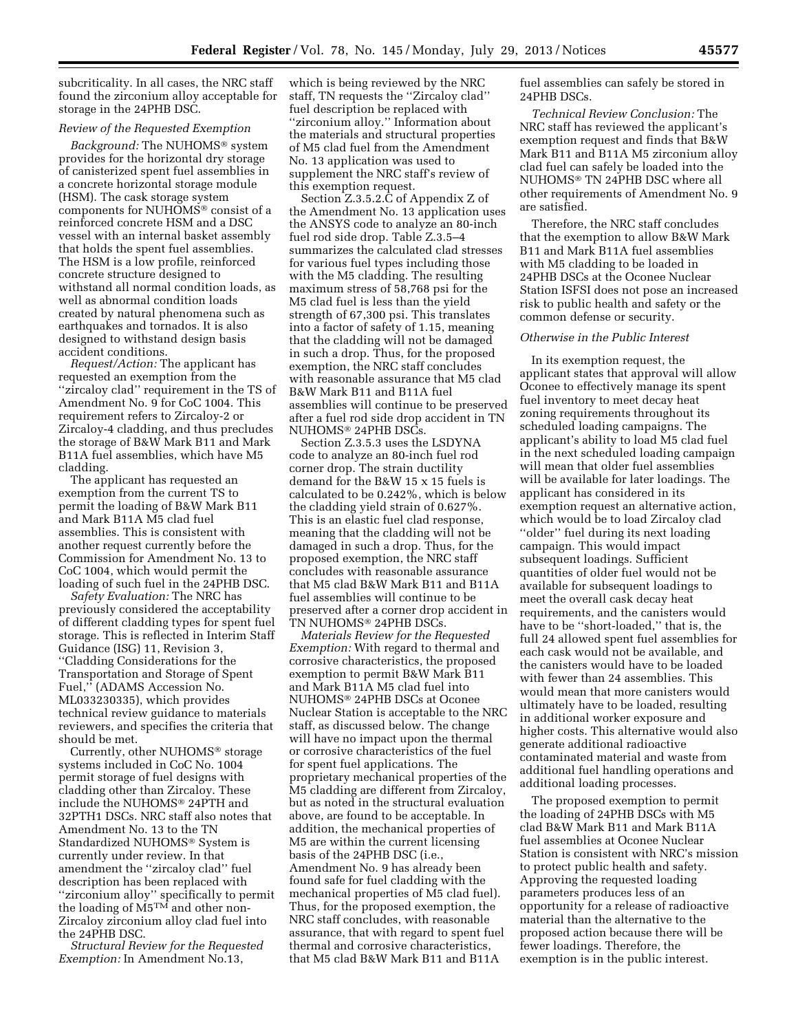subcriticality. In all cases, the NRC staff found the zirconium alloy acceptable for storage in the 24PHB DSC.

*Review of the Requested Exemption*

*Background:* The NUHOMS® system provides for the horizontal dry storage of canisterized spent fuel assemblies in a concrete horizontal storage module (HSM). The cask storage system components for NUHOMS® consist of a reinforced concrete HSM and a DSC vessel with an internal basket assembly that holds the spent fuel assemblies. The HSM is a low profile, reinforced concrete structure designed to withstand all normal condition loads, as well as abnormal condition loads created by natural phenomena such as earthquakes and tornados. It is also designed to withstand design basis accident conditions.

*Request/Action:* The applicant has requested an exemption from the ''zircaloy clad'' requirement in the TS of Amendment No. 9 for CoC 1004. This requirement refers to Zircaloy-2 or Zircaloy-4 cladding, and thus precludes the storage of B&W Mark B11 and Mark B11A fuel assemblies, which have M5 cladding.

The applicant has requested an exemption from the current TS to permit the loading of B&W Mark B11 and Mark B11A M5 clad fuel assemblies. This is consistent with another request currently before the Commission for Amendment No. 13 to CoC 1004, which would permit the loading of such fuel in the 24PHB DSC.

*Safety Evaluation:* The NRC has previously considered the acceptability of different cladding types for spent fuel storage. This is reflected in Interim Staff Guidance (ISG) 11, Revision 3, ''Cladding Considerations for the Transportation and Storage of Spent Fuel,'' (ADAMS Accession No. ML033230335), which provides technical review guidance to materials reviewers, and specifies the criteria that should be met.

Currently, other NUHOMS® storage systems included in CoC No. 1004 permit storage of fuel designs with cladding other than Zircaloy. These include the NUHOMS® 24PTH and 32PTH1 DSCs. NRC staff also notes that Amendment No. 13 to the TN Standardized NUHOMS® System is currently under review. In that amendment the ''zircaloy clad'' fuel description has been replaced with ''zirconium alloy'' specifically to permit the loading of M5™ and other non-Zircaloy zirconium alloy clad fuel into the 24PHB DSC.

*Structural Review for the Requested Exemption:* In Amendment No.13, which is being reviewed by the NRC staff, TN requests the ''Zircaloy clad'' fuel description be replaced with ''zirconium alloy.'' Information about the materials and structural properties of M5 clad fuel from the Amendment No. 13 application was used to supplement the NRC staff's review of this exemption request.

Section Z.3.5.2.C of Appendix Z of the Amendment No. 13 application uses the ANSYS code to analyze an 80-inch fuel rod side drop. Table Z.3.5–4 summarizes the calculated clad stresses for various fuel types including those with the M5 cladding. The resulting maximum stress of 58,768 psi for the M5 clad fuel is less than the yield strength of 67,300 psi. This translates into a factor of safety of 1.15, meaning that the cladding will not be damaged in such a drop. Thus, for the proposed exemption, the NRC staff concludes with reasonable assurance that M5 clad B&W Mark B11 and B11A fuel assemblies will continue to be preserved after a fuel rod side drop accident in TN NUHOMS® 24PHB DSCs.

Section Z.3.5.3 uses the LSDYNA code to analyze an 80-inch fuel rod corner drop. The strain ductility demand for the B&W 15 x 15 fuels is calculated to be 0.242%, which is below the cladding yield strain of 0.627%. This is an elastic fuel clad response, meaning that the cladding will not be damaged in such a drop. Thus, for the proposed exemption, the NRC staff concludes with reasonable assurance that M5 clad B&W Mark B11 and B11A fuel assemblies will continue to be preserved after a corner drop accident in TN NUHOMS® 24PHB DSCs.

*Materials Review for the Requested Exemption:* With regard to thermal and corrosive characteristics, the proposed exemption to permit B&W Mark B11 and Mark B11A M5 clad fuel into NUHOMS® 24PHB DSCs at Oconee Nuclear Station is acceptable to the NRC staff, as discussed below. The change will have no impact upon the thermal or corrosive characteristics of the fuel for spent fuel applications. The proprietary mechanical properties of the M5 cladding are different from Zircaloy, but as noted in the structural evaluation above, are found to be acceptable. In addition, the mechanical properties of M5 are within the current licensing basis of the 24PHB DSC (i.e., Amendment No. 9 has already been found safe for fuel cladding with the mechanical properties of M5 clad fuel). Thus, for the proposed exemption, the NRC staff concludes, with reasonable assurance, that with regard to spent fuel thermal and corrosive characteristics, that M5 clad B&W Mark B11 and B11A fuel assemblies can safely be stored in 24PHB DSCs.

*Technical Review Conclusion:* The NRC staff has reviewed the applicant's exemption request and finds that B&W Mark B11 and B11A M5 zirconium alloy clad fuel can safely be loaded into the NUHOMS® TN 24PHB DSC where all other requirements of Amendment No. 9 are satisfied.

Therefore, the NRC staff concludes that the exemption to allow B&W Mark B11 and Mark B11A fuel assemblies with M5 cladding to be loaded in 24PHB DSCs at the Oconee Nuclear Station ISFSI does not pose an increased risk to public health and safety or the common defense or security.

*Otherwise in the Public Interest*

In its exemption request, the applicant states that approval will allow Oconee to effectively manage its spent fuel inventory to meet decay heat zoning requirements throughout its scheduled loading campaigns. The applicant's ability to load M5 clad fuel in the next scheduled loading campaign will mean that older fuel assemblies will be available for later loadings. The applicant has considered in its exemption request an alternative action, which would be to load Zircaloy clad ''older'' fuel during its next loading campaign. This would impact subsequent loadings. Sufficient quantities of older fuel would not be available for subsequent loadings to meet the overall cask decay heat requirements, and the canisters would have to be ''short-loaded,'' that is, the full 24 allowed spent fuel assemblies for each cask would not be available, and the canisters would have to be loaded with fewer than 24 assemblies. This would mean that more canisters would ultimately have to be loaded, resulting in additional worker exposure and higher costs. This alternative would also generate additional radioactive contaminated material and waste from additional fuel handling operations and additional loading processes.

The proposed exemption to permit the loading of 24PHB DSCs with M5 clad B&W Mark B11 and Mark B11A fuel assemblies at Oconee Nuclear Station is consistent with NRC's mission to protect public health and safety. Approving the requested loading parameters produces less of an opportunity for a release of radioactive material than the alternative to the proposed action because there will be fewer loadings. Therefore, the exemption is in the public interest.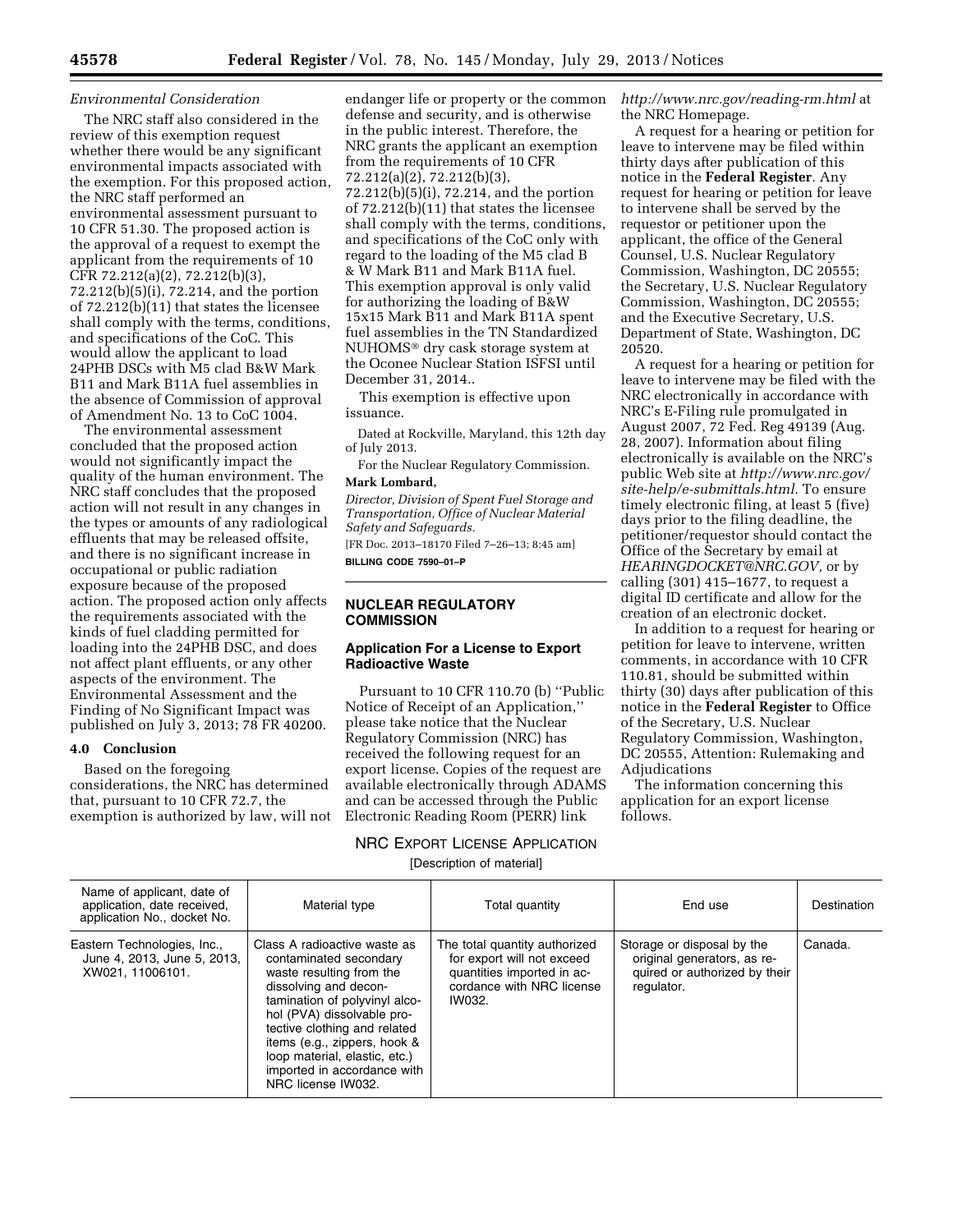*Environmental Consideration*

The NRC staff also considered in the review of this exemption request whether there would be any significant environmental impacts associated with the exemption. For this proposed action, the NRC staff performed an environmental assessment pursuant to 10 CFR 51.30. The proposed action is the approval of a request to exempt the applicant from the requirements of 10 CFR 72.212(a)(2), 72.212(b)(3), 72.212(b)(5)(i), 72.214, and the portion of 72.212(b)(11) that states the licensee shall comply with the terms, conditions, and specifications of the CoC. This would allow the applicant to load 24PHB DSCs with M5 clad B&W Mark B11 and Mark B11A fuel assemblies in the absence of Commission of approval of Amendment No. 13 to CoC 1004.

The environmental assessment concluded that the proposed action would not significantly impact the quality of the human environment. The NRC staff concludes that the proposed action will not result in any changes in the types or amounts of any radiological effluents that may be released offsite, and there is no significant increase in occupational or public radiation exposure because of the proposed action. The proposed action only affects the requirements associated with the kinds of fuel cladding permitted for loading into the 24PHB DSC, and does not affect plant effluents, or any other aspects of the environment. The Environmental Assessment and the Finding of No Significant Impact was published on July 3, 2013; 78 FR 40200.

**4.0 Conclusion**

Based on the foregoing considerations, the NRC has determined that, pursuant to 10 CFR 72.7, the exemption is authorized by law, will not endanger life or property or the common defense and security, and is otherwise in the public interest. Therefore, the NRC grants the applicant an exemption from the requirements of 10 CFR 72.212(a)(2), 72.212(b)(3), 72.212(b)(5)(i), 72.214, and the portion of 72.212(b)(11) that states the licensee shall comply with the terms, conditions, and specifications of the CoC only with regard to the loading of the M5 clad B & W Mark B11 and Mark B11A fuel. This exemption approval is only valid for authorizing the loading of B&W 15x15 Mark B11 and Mark B11A spent fuel assemblies in the TN Standardized NUHOMS® dry cask storage system at the Oconee Nuclear Station ISFSI until December 31, 2014..

This exemption is effective upon issuance.

Dated at Rockville, Maryland, this 12th day of July 2013.

For the Nuclear Regulatory Commission.

**Mark Lombard,**

*Director, Division of Spent Fuel Storage and Transportation, Office of Nuclear Material Safety and Safeguards.*

[FR Doc. 2013–18170 Filed 7–26–13; 8:45 am]

**BILLING CODE 7590–01–P**

## NUCLEAR REGULATORY COMMISSION

### Application For a License to Export Radioactive Waste

Pursuant to 10 CFR 110.70 (b) ''Public Notice of Receipt of an Application,'' please take notice that the Nuclear Regulatory Commission (NRC) has received the following request for an export license. Copies of the request are available electronically through ADAMS and can be accessed through the Public Electronic Reading Room (PERR) link *http://www.nrc.gov/reading-rm.html* at the NRC Homepage.

A request for a hearing or petition for leave to intervene may be filed within thirty days after publication of this notice in the **Federal Register**. Any request for hearing or petition for leave to intervene shall be served by the requestor or petitioner upon the applicant, the office of the General Counsel, U.S. Nuclear Regulatory Commission, Washington, DC 20555; the Secretary, U.S. Nuclear Regulatory Commission, Washington, DC 20555; and the Executive Secretary, U.S. Department of State, Washington, DC 20520.

A request for a hearing or petition for leave to intervene may be filed with the NRC electronically in accordance with NRC's E-Filing rule promulgated in August 2007, 72 Fed. Reg 49139 (Aug. 28, 2007). Information about filing electronically is available on the NRC's public Web site at *http://www.nrc.gov/site-help/e-submittals.html.* To ensure timely electronic filing, at least 5 (five) days prior to the filing deadline, the petitioner/requestor should contact the Office of the Secretary by email at *HEARINGDOCKET@NRC.GOV,* or by calling (301) 415–1677, to request a digital ID certificate and allow for the creation of an electronic docket.

In addition to a request for hearing or petition for leave to intervene, written comments, in accordance with 10 CFR 110.81, should be submitted within thirty (30) days after publication of this notice in the **Federal Register** to Office of the Secretary, U.S. Nuclear Regulatory Commission, Washington, DC 20555, Attention: Rulemaking and Adjudications

The information concerning this application for an export license follows.

NRC EXPORT LICENSE APPLICATION

[Description of material]

| Name of applicant, date of application, date received, application No., docket No. | Material type | Total quantity | End use | Destination |
|---|---|---|---|---|
| Eastern Technologies, Inc., June 4, 2013, June 5, 2013, XW021, 11006101. | Class A radioactive waste as contaminated secondary waste resulting from the dissolving and decontamination of polyvinyl alcohol (PVA) dissolvable protective clothing and related items (e.g., zippers, hook & loop material, elastic, etc.) imported in accordance with NRC license IW032. | The total quantity authorized for export will not exceed quantities imported in accordance with NRC license IW032. | Storage or disposal by the original generators, as required or authorized by their regulator. | Canada. |